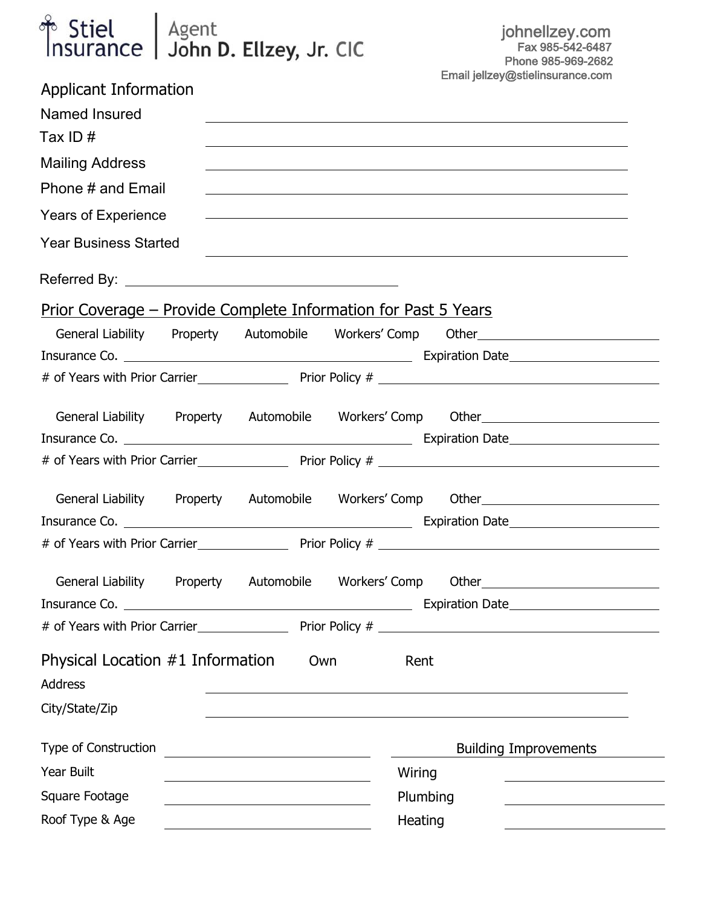Stiel Insurance | Agent John D. Ellzey, Jr. CIC

johnellzey.com
Fax 985-542-6487
Phone 985-969-2682
Email jellzey@stielinsurance.com

## Applicant Information

Named Insured ______________________________

Tax ID # ______________________________

Mailing Address ______________________________

Phone # and Email ______________________________

Years of Experience ______________________________

Year Business Started ______________________________

Referred By: ______________________________

## Prior Coverage – Provide Complete Information for Past 5 Years

General Liability   Property   Automobile   Workers' Comp   Other ____________

Insurance Co. ______________________ Expiration Date ____________

# of Years with Prior Carrier ________ Prior Policy # ____________

General Liability   Property   Automobile   Workers' Comp   Other ____________

Insurance Co. ______________________ Expiration Date ____________

# of Years with Prior Carrier ________ Prior Policy # ____________

General Liability   Property   Automobile   Workers' Comp   Other ____________

Insurance Co. ______________________ Expiration Date ____________

# of Years with Prior Carrier ________ Prior Policy # ____________

General Liability   Property   Automobile   Workers' Comp   Other ____________

Insurance Co. ______________________ Expiration Date ____________

# of Years with Prior Carrier ________ Prior Policy # ____________

## Physical Location #1 Information   Own   Rent

Address ______________________________

City/State/Zip ______________________________

Type of Construction ____________

Year Built ____________

Square Footage ____________

Roof Type & Age ____________

**Building Improvements**

Wiring ____________

Plumbing ____________

Heating ____________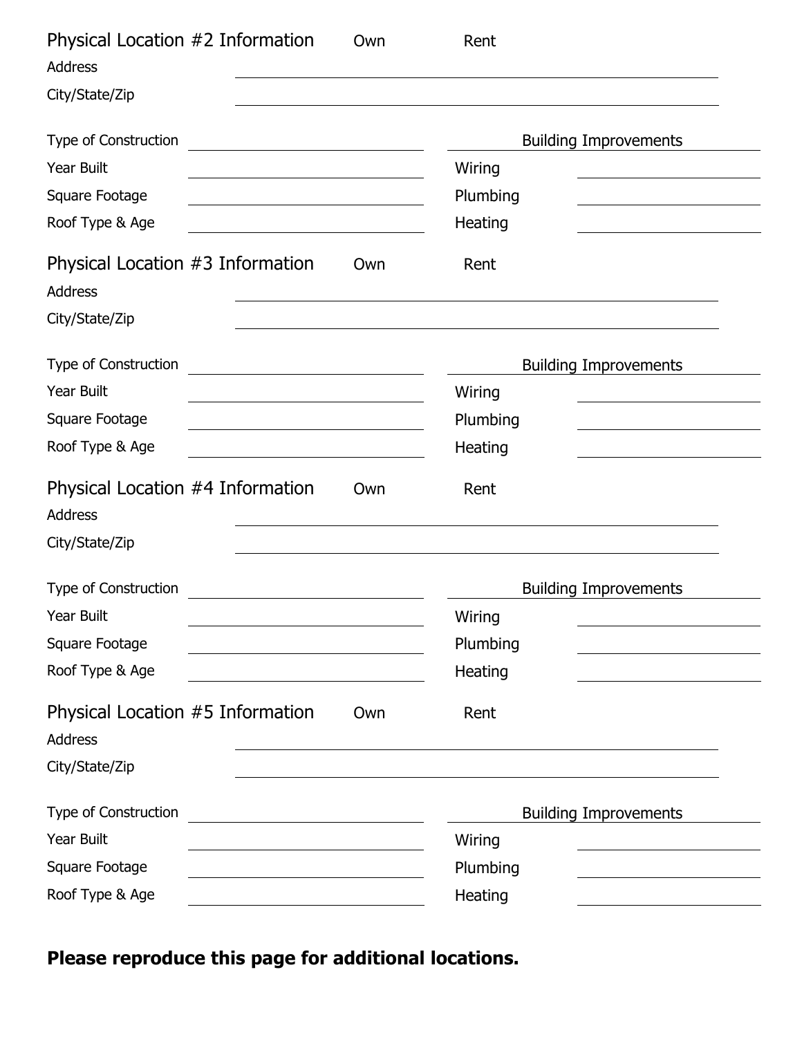## Physical Location #2 Information    Own    Rent

Address ______________________________

City/State/Zip ______________________________

| | | Building Improvements | |
|---|---|---|---|
| Type of Construction | | | |
| Year Built | | Wiring | |
| Square Footage | | Plumbing | |
| Roof Type & Age | | Heating | |

## Physical Location #3 Information    Own    Rent

Address ______________________________

City/State/Zip ______________________________

| | | Building Improvements | |
|---|---|---|---|
| Type of Construction | | | |
| Year Built | | Wiring | |
| Square Footage | | Plumbing | |
| Roof Type & Age | | Heating | |

## Physical Location #4 Information    Own    Rent

Address ______________________________

City/State/Zip ______________________________

| | | Building Improvements | |
|---|---|---|---|
| Type of Construction | | | |
| Year Built | | Wiring | |
| Square Footage | | Plumbing | |
| Roof Type & Age | | Heating | |

## Physical Location #5 Information    Own    Rent

Address ______________________________

City/State/Zip ______________________________

| | | Building Improvements | |
|---|---|---|---|
| Type of Construction | | | |
| Year Built | | Wiring | |
| Square Footage | | Plumbing | |
| Roof Type & Age | | Heating | |

**Please reproduce this page for additional locations.**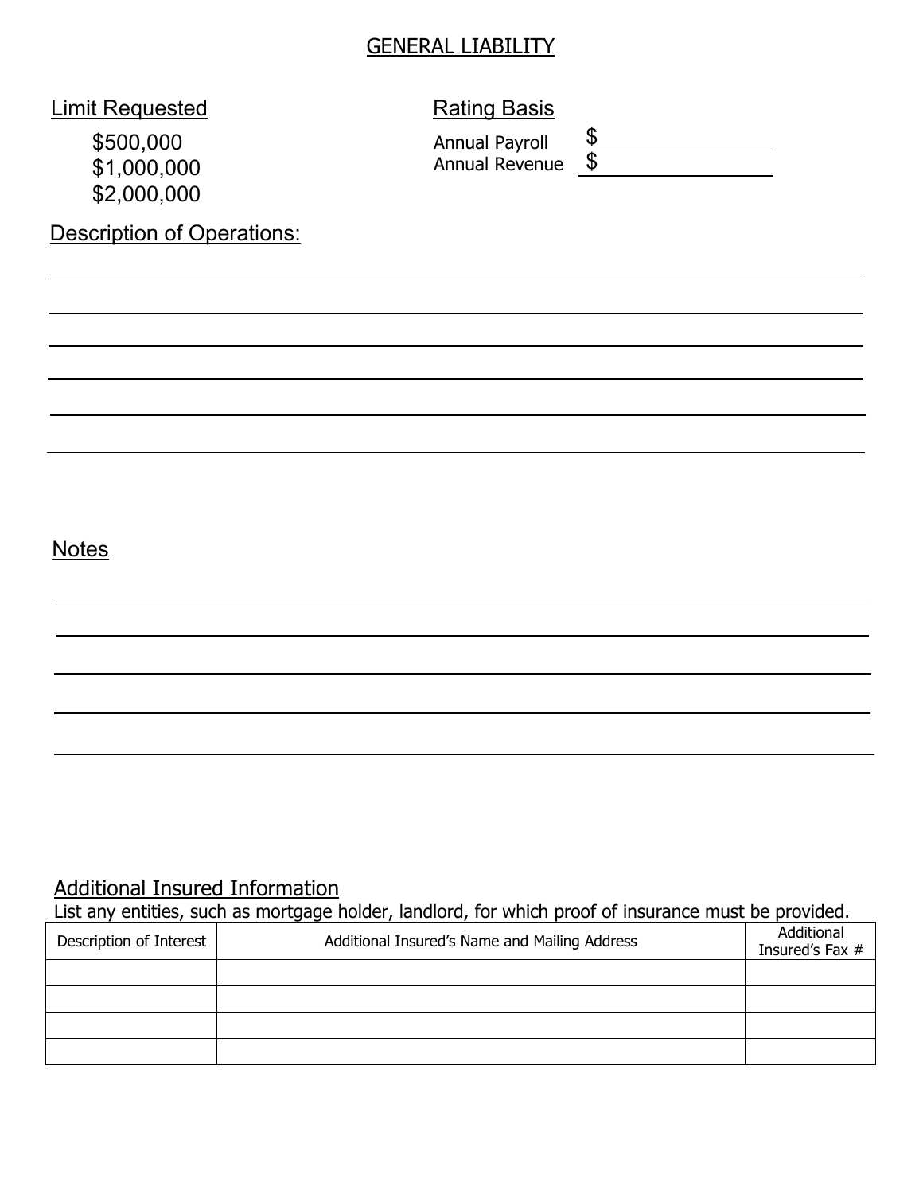# GENERAL LIABILITY

**Limit Requested**

$500,000
$1,000,000
$2,000,000

**Rating Basis**

Annual Payroll $ ______________

Annual Revenue $ ______________

**Description of Operations:**

______________________________________________________________________________

______________________________________________________________________________

______________________________________________________________________________

______________________________________________________________________________

______________________________________________________________________________

______________________________________________________________________________

**Notes**

______________________________________________________________________________

______________________________________________________________________________

______________________________________________________________________________

______________________________________________________________________________

______________________________________________________________________________

**Additional Insured Information**

List any entities, such as mortgage holder, landlord, for which proof of insurance must be provided.

| Description of Interest | Additional Insured's Name and Mailing Address | Additional Insured's Fax # |
|---|---|---|
| | | |
| | | |
| | | |
| | | |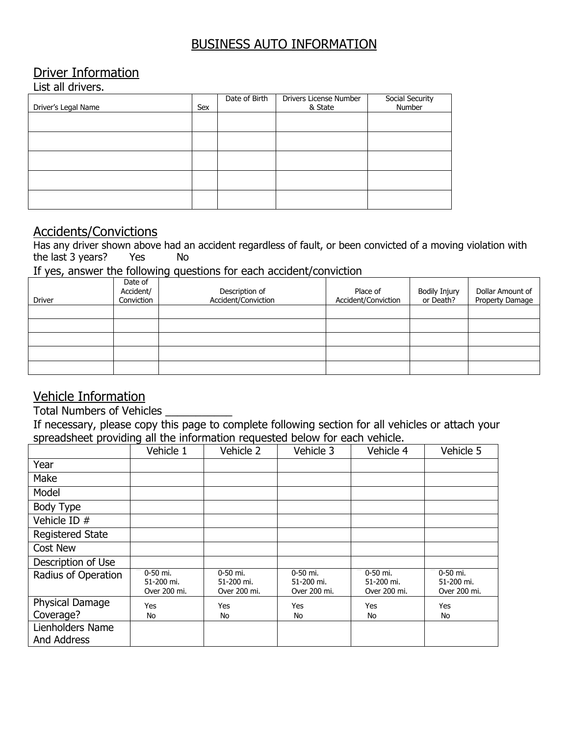# BUSINESS AUTO INFORMATION

## Driver Information

List all drivers.

| Driver's Legal Name | Sex | Date of Birth | Drivers License Number & State | Social Security Number |
|---|---|---|---|---|
| | | | | |
| | | | | |
| | | | | |
| | | | | |
| | | | | |

## Accidents/Convictions

Has any driver shown above had an accident regardless of fault, or been convicted of a moving violation with the last 3 years? Yes No

If yes, answer the following questions for each accident/conviction

| Driver | Date of Accident/ Conviction | Description of Accident/Conviction | Place of Accident/Conviction | Bodily Injury or Death? | Dollar Amount of Property Damage |
|---|---|---|---|---|---|
| | | | | | |
| | | | | | |
| | | | | | |
| | | | | | |
| | | | | | |

## Vehicle Information

Total Numbers of Vehicles ___________

If necessary, please copy this page to complete following section for all vehicles or attach your spreadsheet providing all the information requested below for each vehicle.

| | Vehicle 1 | Vehicle 2 | Vehicle 3 | Vehicle 4 | Vehicle 5 |
|---|---|---|---|---|---|
| Year | | | | | |
| Make | | | | | |
| Model | | | | | |
| Body Type | | | | | |
| Vehicle ID # | | | | | |
| Registered State | | | | | |
| Cost New | | | | | |
| Description of Use | | | | | |
| Radius of Operation | 0-50 mi. 51-200 mi. Over 200 mi. | 0-50 mi. 51-200 mi. Over 200 mi. | 0-50 mi. 51-200 mi. Over 200 mi. | 0-50 mi. 51-200 mi. Over 200 mi. | 0-50 mi. 51-200 mi. Over 200 mi. |
| Physical Damage Coverage? | Yes No | Yes No | Yes No | Yes No | Yes No |
| Lienholders Name And Address | | | | | |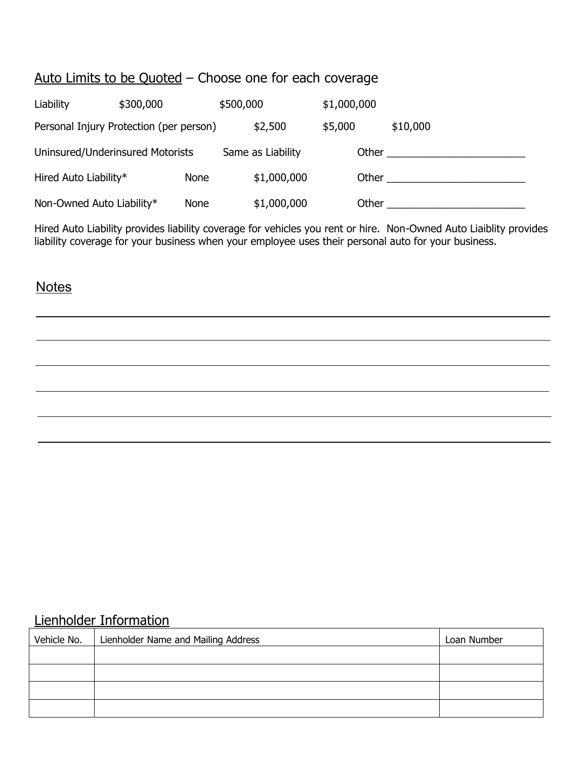## Auto Limits to be Quoted – Choose one for each coverage

Liability $300,000 $500,000 $1,000,000

Personal Injury Protection (per person) $2,500 $5,000 $10,000

Uninsured/Underinsured Motorists Same as Liability Other ________________________

Hired Auto Liability* None $1,000,000 Other ________________________

Non-Owned Auto Liability* None $1,000,000 Other ________________________

Hired Auto Liability provides liability coverage for vehicles you rent or hire. Non-Owned Auto Liaiblity provides liability coverage for your business when your employee uses their personal auto for your business.

## Notes

________________________________________________________________________________

________________________________________________________________________________

________________________________________________________________________________

________________________________________________________________________________

________________________________________________________________________________

## Lienholder Information

| Vehicle No. | Lienholder Name and Mailing Address | Loan Number |
|---|---|---|
| | | |
| | | |
| | | |
| | | |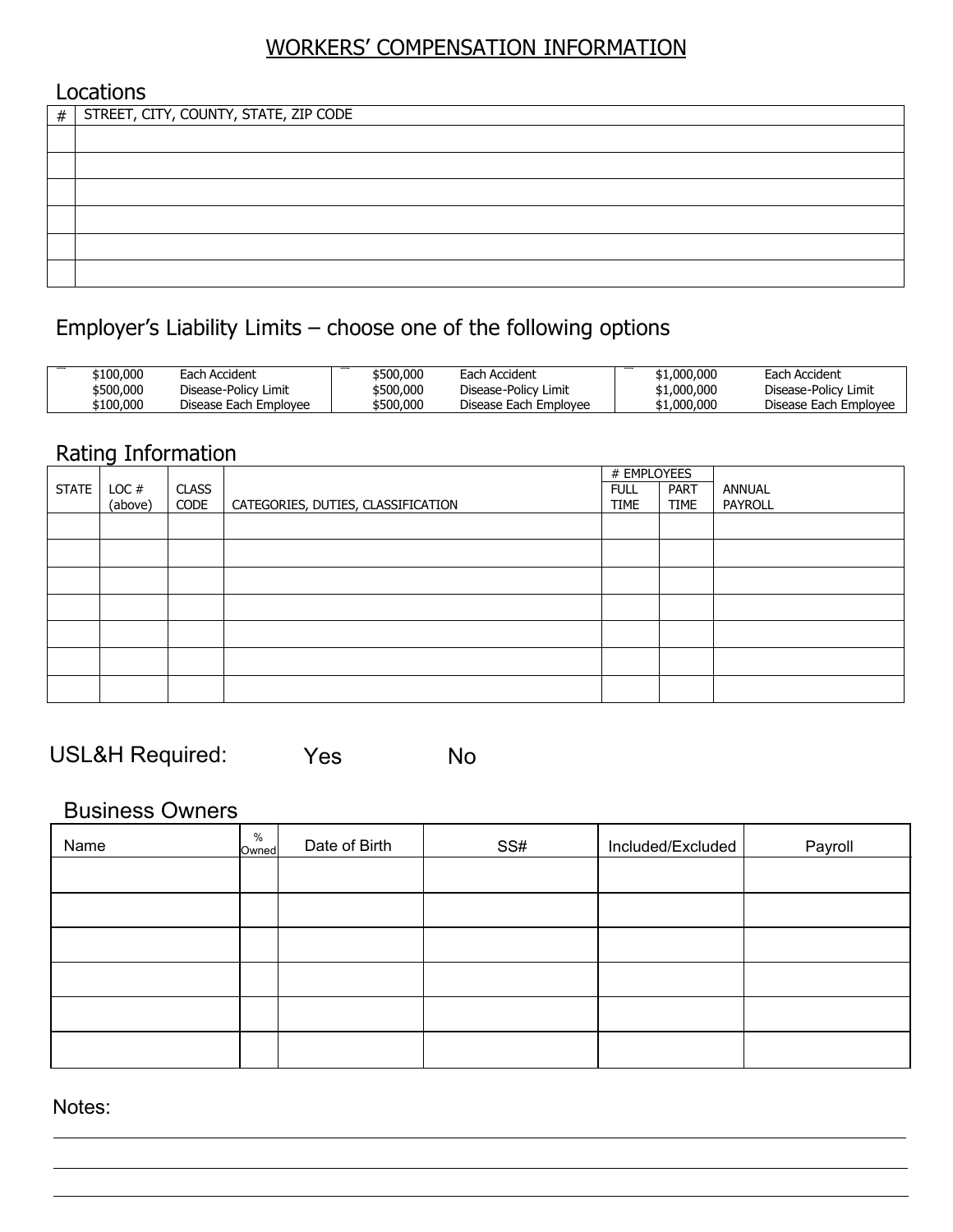# WORKERS' COMPENSATION INFORMATION

## Locations

| # | STREET, CITY, COUNTY, STATE, ZIP CODE |
|---|---|
| | |
| | |
| | |
| | |
| | |
| | |

## Employer's Liability Limits – choose one of the following options

| | | | | | |
|---|---|---|---|---|---|
| \_ $100,000 | Each Accident | \_ $500,000 | Each Accident | \_ $1,000,000 | Each Accident |
| $500,000 | Disease-Policy Limit | $500,000 | Disease-Policy Limit | $1,000,000 | Disease-Policy Limit |
| $100,000 | Disease Each Employee | $500,000 | Disease Each Employee | $1,000,000 | Disease Each Employee |

## Rating Information

| STATE | LOC # (above) | CLASS CODE | CATEGORIES, DUTIES, CLASSIFICATION | # EMPLOYEES | | ANNUAL PAYROLL |
|---|---|---|---|---|---|---|
| | | | | FULL TIME | PART TIME | |
| | | | | | | |
| | | | | | | |
| | | | | | | |
| | | | | | | |
| | | | | | | |
| | | | | | | |
| | | | | | | |

## USL&H Required: Yes No

## Business Owners

| Name | % Owned | Date of Birth | SS# | Included/Excluded | Payroll |
|---|---|---|---|---|---|
| | | | | | |
| | | | | | |
| | | | | | |
| | | | | | |
| | | | | | |
| | | | | | |

Notes: